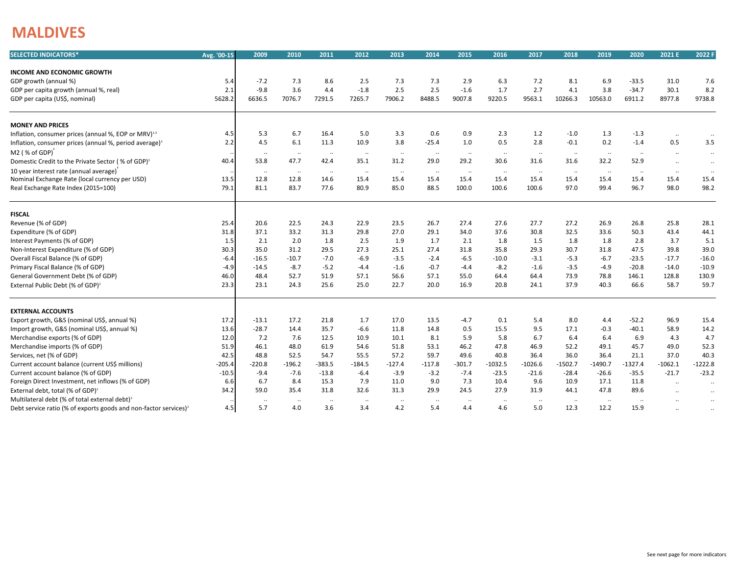# MALDIVES

| SELECTED INDICATORS* | Avg. '00-15 | 2009 | 2010 | 2011 | 2012 | 2013 | 2014 | 2015 | 2016 | 2017 | 2018 | 2019 | 2020 | 2021 E | 2022 F |
|---|---|---|---|---|---|---|---|---|---|---|---|---|---|---|---|
| **INCOME AND ECONOMIC GROWTH** | | | | | | | | | | | | | | | |
| GDP growth (annual %) | 5.4 | -7.2 | 7.3 | 8.6 | 2.5 | 7.3 | 7.3 | 2.9 | 6.3 | 7.2 | 8.1 | 6.9 | -33.5 | 31.0 | 7.6 |
| GDP per capita growth (annual %, real) | 2.1 | -9.8 | 3.6 | 4.4 | -1.8 | 2.5 | 2.5 | -1.6 | 1.7 | 2.7 | 4.1 | 3.8 | -34.7 | 30.1 | 8.2 |
| GDP per capita (US$, nominal) | 5628.2 | 6636.5 | 7076.7 | 7291.5 | 7265.7 | 7906.2 | 8488.5 | 9007.8 | 9220.5 | 9563.1 | 10266.3 | 10563.0 | 6911.2 | 8977.8 | 9738.8 |
| **MONEY AND PRICES** | | | | | | | | | | | | | | | |
| Inflation, consumer prices (annual %, EOP or MRV)[1,3] | 4.5 | 5.3 | 6.7 | 16.4 | 5.0 | 3.3 | 0.6 | 0.9 | 2.3 | 1.2 | -1.0 | 1.3 | -1.3 | .. | .. |
| Inflation, consumer prices (annual %, period average)[1] | 2.2 | 4.5 | 6.1 | 11.3 | 10.9 | 3.8 | -25.4 | 1.0 | 0.5 | 2.8 | -0.1 | 0.2 | -1.4 | 0.5 | 3.5 |
| M2 ( % of GDP)[2] | .. | .. | .. | .. | .. | .. | .. | .. | .. | .. | .. | .. | .. | .. | .. |
| Domestic Credit to the Private Sector ( % of GDP)[2] | 40.4 | 53.8 | 47.7 | 42.4 | 35.1 | 31.2 | 29.0 | 29.2 | 30.6 | 31.6 | 31.6 | 32.2 | 52.9 | .. | .. |
| 10 year interest rate (annual average)[3] | .. | .. | .. | .. | .. | .. | .. | .. | .. | .. | .. | .. | .. | .. | .. |
| Nominal Exchange Rate (local currency per USD) | 13.5 | 12.8 | 12.8 | 14.6 | 15.4 | 15.4 | 15.4 | 15.4 | 15.4 | 15.4 | 15.4 | 15.4 | 15.4 | 15.4 | 15.4 |
| Real Exchange Rate Index (2015=100) | 79.1 | 81.1 | 83.7 | 77.6 | 80.9 | 85.0 | 88.5 | 100.0 | 100.6 | 100.6 | 97.0 | 99.4 | 96.7 | 98.0 | 98.2 |
| **FISCAL** | | | | | | | | | | | | | | | |
| Revenue (% of GDP) | 25.4 | 20.6 | 22.5 | 24.3 | 22.9 | 23.5 | 26.7 | 27.4 | 27.6 | 27.7 | 27.2 | 26.9 | 26.8 | 25.8 | 28.1 |
| Expenditure (% of GDP) | 31.8 | 37.1 | 33.2 | 31.3 | 29.8 | 27.0 | 29.1 | 34.0 | 37.6 | 30.8 | 32.5 | 33.6 | 50.3 | 43.4 | 44.1 |
| Interest Payments (% of GDP) | 1.5 | 2.1 | 2.0 | 1.8 | 2.5 | 1.9 | 1.7 | 2.1 | 1.8 | 1.5 | 1.8 | 1.8 | 2.8 | 3.7 | 5.1 |
| Non-Interest Expenditure (% of GDP) | 30.3 | 35.0 | 31.2 | 29.5 | 27.3 | 25.1 | 27.4 | 31.8 | 35.8 | 29.3 | 30.7 | 31.8 | 47.5 | 39.8 | 39.0 |
| Overall Fiscal Balance (% of GDP) | -6.4 | -16.5 | -10.7 | -7.0 | -6.9 | -3.5 | -2.4 | -6.5 | -10.0 | -3.1 | -5.3 | -6.7 | -23.5 | -17.7 | -16.0 |
| Primary Fiscal Balance (% of GDP) | -4.9 | -14.5 | -8.7 | -5.2 | -4.4 | -1.6 | -0.7 | -4.4 | -8.2 | -1.6 | -3.5 | -4.9 | -20.8 | -14.0 | -10.9 |
| General Government Debt (% of GDP) | 46.0 | 48.4 | 52.7 | 51.9 | 57.1 | 56.6 | 57.1 | 55.0 | 64.4 | 64.4 | 73.9 | 78.8 | 146.1 | 128.8 | 130.9 |
| External Public Debt (% of GDP)[2] | 23.3 | 23.1 | 24.3 | 25.6 | 25.0 | 22.7 | 20.0 | 16.9 | 20.8 | 24.1 | 37.9 | 40.3 | 66.6 | 58.7 | 59.7 |
| **EXTERNAL ACCOUNTS** | | | | | | | | | | | | | | | |
| Export growth, G&S (nominal US$, annual %) | 17.2 | -13.1 | 17.2 | 21.8 | 1.7 | 17.0 | 13.5 | -4.7 | 0.1 | 5.4 | 8.0 | 4.4 | -52.2 | 96.9 | 15.4 |
| Import growth, G&S (nominal US$, annual %) | 13.6 | -28.7 | 14.4 | 35.7 | -6.6 | 11.8 | 14.8 | 0.5 | 15.5 | 9.5 | 17.1 | -0.3 | -40.1 | 58.9 | 14.2 |
| Merchandise exports (% of GDP) | 12.0 | 7.2 | 7.6 | 12.5 | 10.9 | 10.1 | 8.1 | 5.9 | 5.8 | 6.7 | 6.4 | 6.4 | 6.9 | 4.3 | 4.7 |
| Merchandise imports (% of GDP) | 51.9 | 46.1 | 48.0 | 61.9 | 54.6 | 51.8 | 53.1 | 46.2 | 47.8 | 46.9 | 52.2 | 49.1 | 45.7 | 49.0 | 52.3 |
| Services, net (% of GDP) | 42.5 | 48.8 | 52.5 | 54.7 | 55.5 | 57.2 | 59.7 | 49.6 | 40.8 | 36.4 | 36.0 | 36.4 | 21.1 | 37.0 | 40.3 |
| Current account balance (current US$ millions) | -205.4 | -220.8 | -196.2 | -383.5 | -184.5 | -127.4 | -117.8 | -301.7 | -1032.5 | -1026.6 | -1502.7 | -1490.7 | -1327.4 | -1062.1 | -1222.8 |
| Current account balance (% of GDP) | -10.5 | -9.4 | -7.6 | -13.8 | -6.4 | -3.9 | -3.2 | -7.4 | -23.5 | -21.6 | -28.4 | -26.6 | -35.5 | -21.7 | -23.2 |
| Foreign Direct Investment, net inflows (% of GDP) | 6.6 | 6.7 | 8.4 | 15.3 | 7.9 | 11.0 | 9.0 | 7.3 | 10.4 | 9.6 | 10.9 | 17.1 | 11.8 | .. | .. |
| External debt, total (% of GDP)[2] | 34.2 | 59.0 | 35.4 | 31.8 | 32.6 | 31.3 | 29.9 | 24.5 | 27.9 | 31.9 | 44.1 | 47.8 | 89.6 | .. | .. |
| Multilateral debt (% of total external debt)[2] | .. | .. | .. | .. | .. | .. | .. | .. | .. | .. | .. | .. | .. | .. | .. |
| Debt service ratio (% of exports goods and non-factor services)[2] | 4.5 | 5.7 | 4.0 | 3.6 | 3.4 | 4.2 | 5.4 | 4.4 | 4.6 | 5.0 | 12.3 | 12.2 | 15.9 | .. | .. |

See next page for more indicators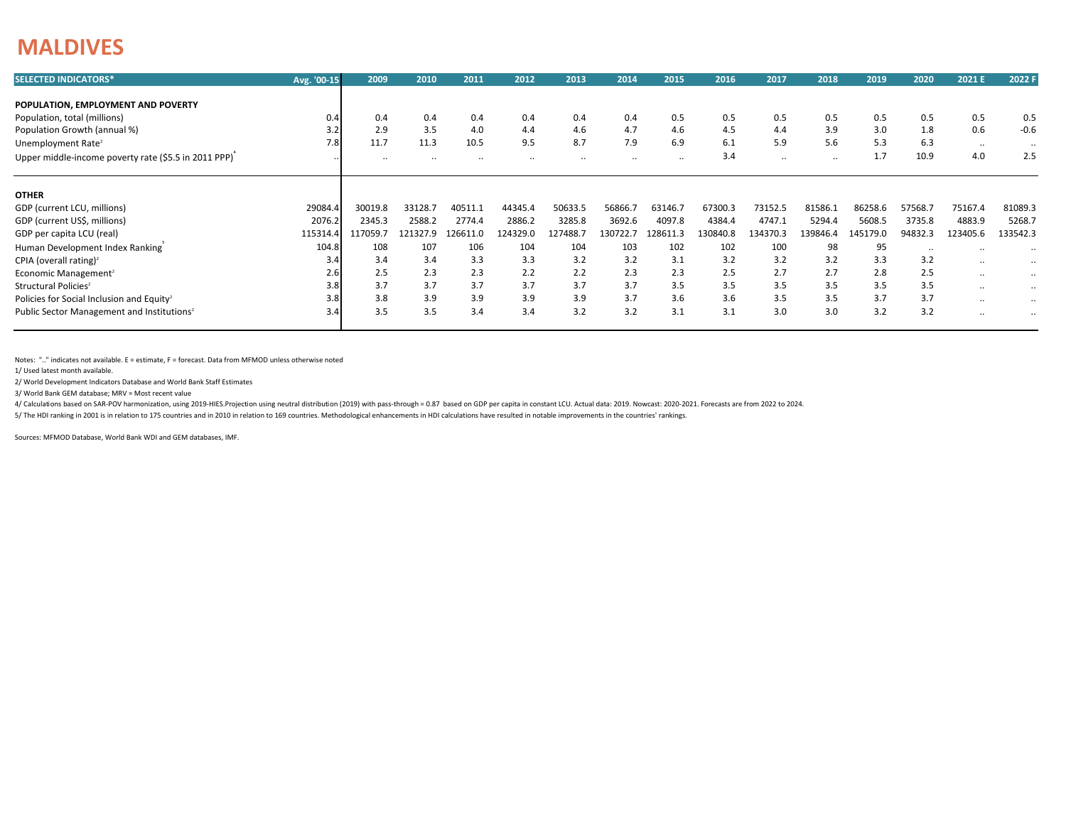# MALDIVES

| SELECTED INDICATORS* | Avg. '00-15 | 2009 | 2010 | 2011 | 2012 | 2013 | 2014 | 2015 | 2016 | 2017 | 2018 | 2019 | 2020 | 2021 E | 2022 F |
|---|---|---|---|---|---|---|---|---|---|---|---|---|---|---|---|
| **POPULATION, EMPLOYMENT AND POVERTY** | | | | | | | | | | | | | | | |
| Population, total (millions) | 0.4 | 0.4 | 0.4 | 0.4 | 0.4 | 0.4 | 0.4 | 0.5 | 0.5 | 0.5 | 0.5 | 0.5 | 0.5 | 0.5 | 0.5 |
| Population Growth (annual %) | 3.2 | 2.9 | 3.5 | 4.0 | 4.4 | 4.6 | 4.7 | 4.6 | 4.5 | 4.4 | 3.9 | 3.0 | 1.8 | 0.6 | -0.6 |
| Unemployment Rate[2] | 7.8 | 11.7 | 11.3 | 10.5 | 9.5 | 8.7 | 7.9 | 6.9 | 6.1 | 5.9 | 5.6 | 5.3 | 6.3 | .. | .. |
| Upper middle-income poverty rate ($5.5 in 2011 PPP)[4] | .. | .. | .. | .. | .. | .. | .. | .. | 3.4 | .. | .. | 1.7 | 10.9 | 4.0 | 2.5 |
| **OTHER** | | | | | | | | | | | | | | | |
| GDP (current LCU, millions) | 29084.4 | 30019.8 | 33128.7 | 40511.1 | 44345.4 | 50633.5 | 56866.7 | 63146.7 | 67300.3 | 73152.5 | 81586.1 | 86258.6 | 57568.7 | 75167.4 | 81089.3 |
| GDP (current US$, millions) | 2076.2 | 2345.3 | 2588.2 | 2774.4 | 2886.2 | 3285.8 | 3692.6 | 4097.8 | 4384.4 | 4747.1 | 5294.4 | 5608.5 | 3735.8 | 4883.9 | 5268.7 |
| GDP per capita LCU (real) | 115314.4 | 117059.7 | 121327.9 | 126611.0 | 124329.0 | 127488.7 | 130722.7 | 128611.3 | 130840.8 | 134370.3 | 139846.4 | 145179.0 | 94832.3 | 123405.6 | 133542.3 |
| Human Development Index Ranking[5] | 104.8 | 108 | 107 | 106 | 104 | 104 | 103 | 102 | 102 | 100 | 98 | 95 | .. | .. | .. |
| CPIA (overall rating)[2] | 3.4 | 3.4 | 3.4 | 3.3 | 3.3 | 3.2 | 3.2 | 3.1 | 3.2 | 3.2 | 3.2 | 3.3 | 3.2 | .. | .. |
| Economic Management[2] | 2.6 | 2.5 | 2.3 | 2.3 | 2.2 | 2.2 | 2.3 | 2.3 | 2.5 | 2.7 | 2.7 | 2.8 | 2.5 | .. | .. |
| Structural Policies[2] | 3.8 | 3.7 | 3.7 | 3.7 | 3.7 | 3.7 | 3.7 | 3.5 | 3.5 | 3.5 | 3.5 | 3.5 | 3.5 | .. | .. |
| Policies for Social Inclusion and Equity[2] | 3.8 | 3.8 | 3.9 | 3.9 | 3.9 | 3.9 | 3.7 | 3.6 | 3.6 | 3.5 | 3.5 | 3.7 | 3.7 | .. | .. |
| Public Sector Management and Institutions[2] | 3.4 | 3.5 | 3.5 | 3.4 | 3.4 | 3.2 | 3.2 | 3.1 | 3.1 | 3.0 | 3.0 | 3.2 | 3.2 | .. | .. |

Notes: ".." indicates not available. E = estimate, F = forecast. Data from MFMOD unless otherwise noted

1/ Used latest month available.

2/ World Development Indicators Database and World Bank Staff Estimates

3/ World Bank GEM database; MRV = Most recent value

4/ Calculations based on SAR-POV harmonization, using 2019-HIES.Projection using neutral distribution (2019) with pass-through = 0.87 based on GDP per capita in constant LCU. Actual data: 2019. Nowcast: 2020-2021. Forecasts are from 2022 to 2024.

5/ The HDI ranking in 2001 is in relation to 175 countries and in 2010 in relation to 169 countries. Methodological enhancements in HDI calculations have resulted in notable improvements in the countries' rankings.

Sources: MFMOD Database, World Bank WDI and GEM databases, IMF.